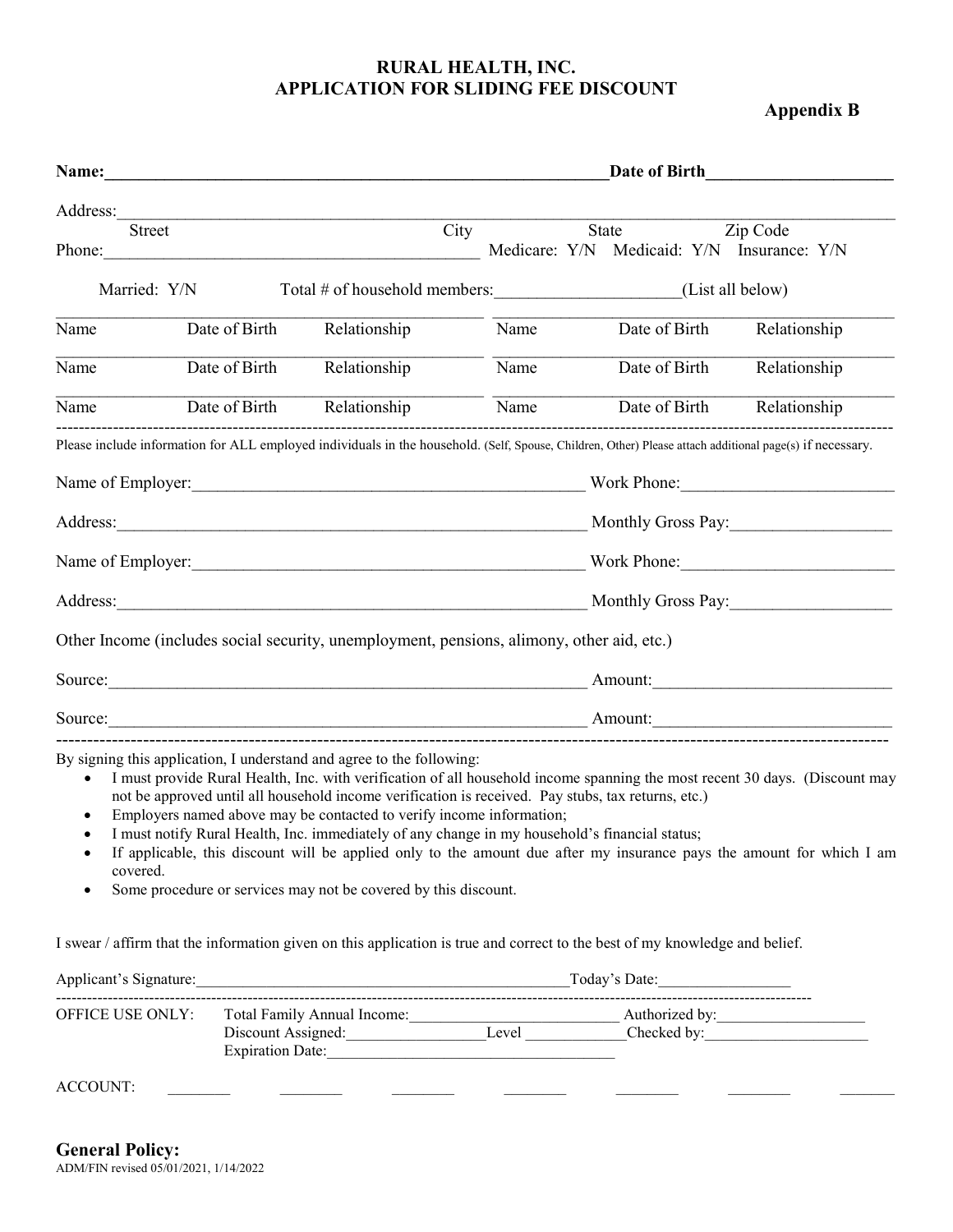# RURAL HEALTH, INC.
# APPLICATION FOR SLIDING FEE DISCOUNT

**Appendix B**

**Name:**_______________________________________________________________**Date of Birth**______________________

Address:____________________________________________________________________________________________
Street City State Zip Code

Phone:_____________________________________________ Medicare: Y/N Medicaid: Y/N Insurance: Y/N

Married: Y/N Total # of household members:_____________________(List all below)

| Name | Date of Birth | Relationship | Name | Date of Birth | Relationship |
|---|---|---|---|---|---|
| Name | Date of Birth | Relationship | Name | Date of Birth | Relationship |
| Name | Date of Birth | Relationship | Name | Date of Birth | Relationship |

---

Please include information for ALL employed individuals in the household. (Self, Spouse, Children, Other) Please attach additional page(s) if necessary.

Name of Employer:_______________________________________________ Work Phone:_________________________

Address:_______________________________________________________ Monthly Gross Pay:___________________

Name of Employer:_______________________________________________ Work Phone:_________________________

Address:_______________________________________________________ Monthly Gross Pay:___________________

Other Income (includes social security, unemployment, pensions, alimony, other aid, etc.)

Source:________________________________________________________ Amount:____________________________

Source:________________________________________________________ Amount:____________________________

---

By signing this application, I understand and agree to the following:

- I must provide Rural Health, Inc. with verification of all household income spanning the most recent 30 days. (Discount may not be approved until all household income verification is received. Pay stubs, tax returns, etc.)
- Employers named above may be contacted to verify income information;
- I must notify Rural Health, Inc. immediately of any change in my household's financial status;
- If applicable, this discount will be applied only to the amount due after my insurance pays the amount for which I am covered.
- Some procedure or services may not be covered by this discount.

I swear / affirm that the information given on this application is true and correct to the best of my knowledge and belief.

Applicant's Signature:_______________________________________________Today's Date:_________________

---

OFFICE USE ONLY: Total Family Annual Income:____________________________ Authorized by:___________________
Discount Assigned:_________________Level _____________Checked by:_____________________
Expiration Date:_____________________________________

ACCOUNT: ________ ________ ________ ________ ________ ________ ________

## General Policy:

ADM/FIN revised 05/01/2021, 1/14/2022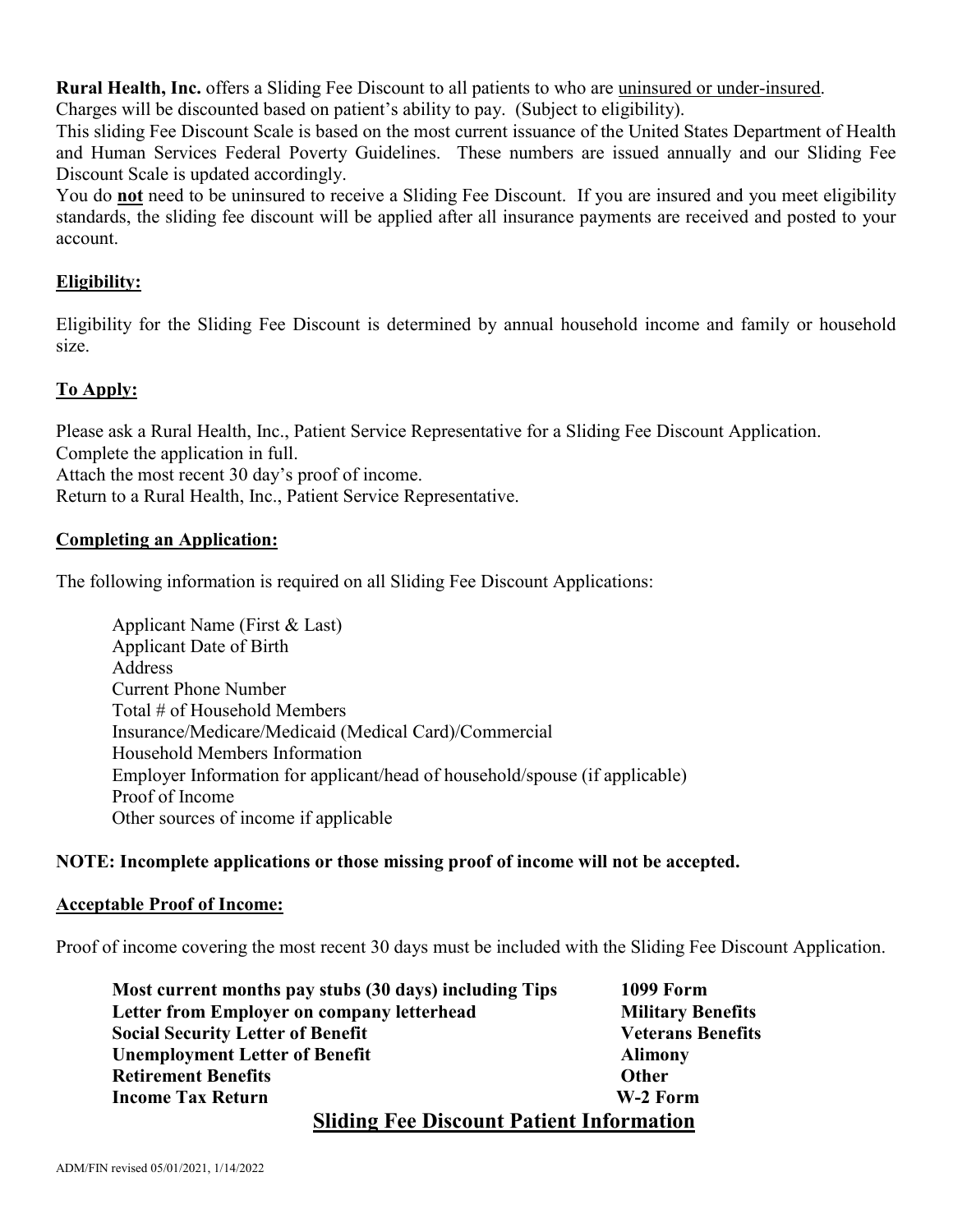**Rural Health, Inc.** offers a Sliding Fee Discount to all patients to who are uninsured or under-insured. Charges will be discounted based on patient's ability to pay. (Subject to eligibility).
This sliding Fee Discount Scale is based on the most current issuance of the United States Department of Health and Human Services Federal Poverty Guidelines. These numbers are issued annually and our Sliding Fee Discount Scale is updated accordingly.
You do **not** need to be uninsured to receive a Sliding Fee Discount. If you are insured and you meet eligibility standards, the sliding fee discount will be applied after all insurance payments are received and posted to your account.

## Eligibility:

Eligibility for the Sliding Fee Discount is determined by annual household income and family or household size.

## To Apply:

Please ask a Rural Health, Inc., Patient Service Representative for a Sliding Fee Discount Application.
Complete the application in full.
Attach the most recent 30 day's proof of income.
Return to a Rural Health, Inc., Patient Service Representative.

## Completing an Application:

The following information is required on all Sliding Fee Discount Applications:

- Applicant Name (First & Last)
- Applicant Date of Birth
- Address
- Current Phone Number
- Total # of Household Members
- Insurance/Medicare/Medicaid (Medical Card)/Commercial
- Household Members Information
- Employer Information for applicant/head of household/spouse (if applicable)
- Proof of Income
- Other sources of income if applicable

**NOTE: Incomplete applications or those missing proof of income will not be accepted.**

## Acceptable Proof of Income:

Proof of income covering the most recent 30 days must be included with the Sliding Fee Discount Application.

- **Most current months pay stubs (30 days) including Tips**
- **Letter from Employer on company letterhead**
- **Social Security Letter of Benefit**
- **Unemployment Letter of Benefit**
- **Retirement Benefits**
- **Income Tax Return**
- **1099 Form**
- **Military Benefits**
- **Veterans Benefits**
- **Alimony**
- **Other**
- **W-2 Form**

## Sliding Fee Discount Patient Information

ADM/FIN revised 05/01/2021, 1/14/2022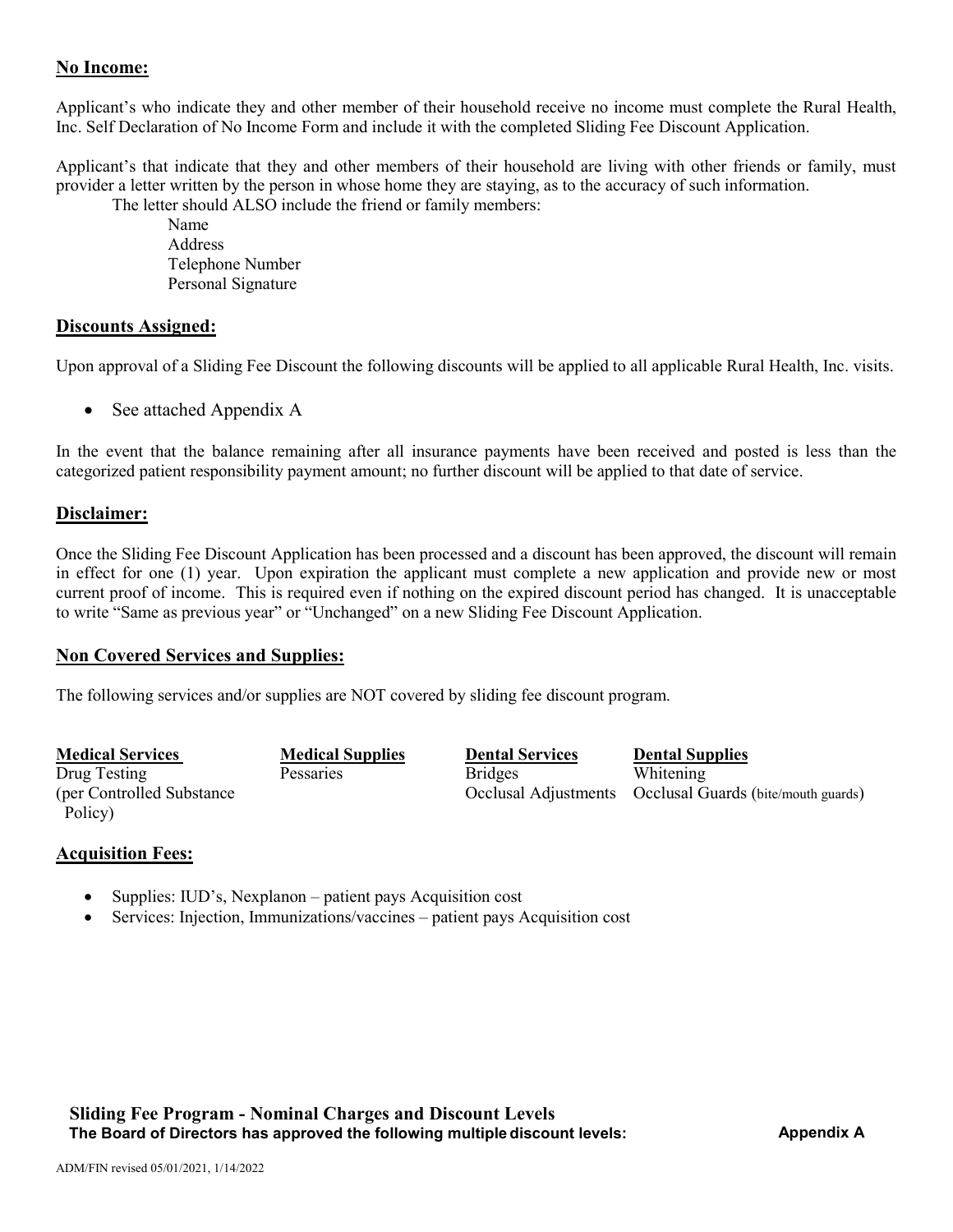## **No Income:**

Applicant's who indicate they and other member of their household receive no income must complete the Rural Health, Inc. Self Declaration of No Income Form and include it with the completed Sliding Fee Discount Application.

Applicant's that indicate that they and other members of their household are living with other friends or family, must provider a letter written by the person in whose home they are staying, as to the accuracy of such information.

The letter should ALSO include the friend or family members:

- Name
- Address
- Telephone Number
- Personal Signature

## **Discounts Assigned:**

Upon approval of a Sliding Fee Discount the following discounts will be applied to all applicable Rural Health, Inc. visits.

- See attached Appendix A

In the event that the balance remaining after all insurance payments have been received and posted is less than the categorized patient responsibility payment amount; no further discount will be applied to that date of service.

## **Disclaimer:**

Once the Sliding Fee Discount Application has been processed and a discount has been approved, the discount will remain in effect for one (1) year. Upon expiration the applicant must complete a new application and provide new or most current proof of income. This is required even if nothing on the expired discount period has changed. It is unacceptable to write "Same as previous year" or "Unchanged" on a new Sliding Fee Discount Application.

## **Non Covered Services and Supplies:**

The following services and/or supplies are NOT covered by sliding fee discount program.

| **Medical Services** | **Medical Supplies** | **Dental Services** | **Dental Supplies** |
|---|---|---|---|
| Drug Testing (per Controlled Substance Policy) | Pessaries | Bridges | Whitening |
| | | Occlusal Adjustments | Occlusal Guards (bite/mouth guards) |

## **Acquisition Fees:**

- Supplies: IUD's, Nexplanon – patient pays Acquisition cost
- Services: Injection, Immunizations/vaccines – patient pays Acquisition cost

**Sliding Fee Program - Nominal Charges and Discount Levels**

**The Board of Directors has approved the following multiple discount levels:** **Appendix A**

ADM/FIN revised 05/01/2021, 1/14/2022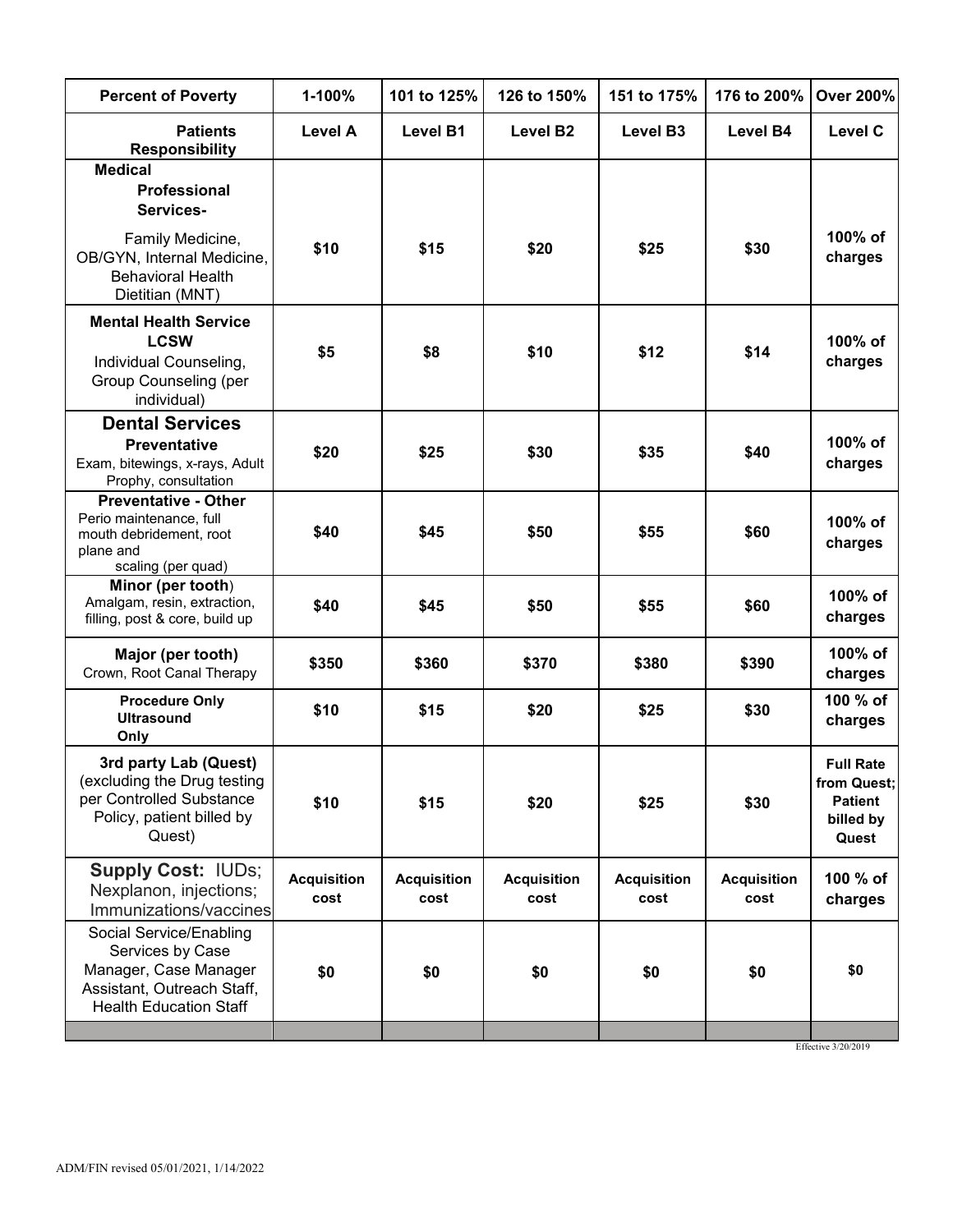| Percent of Poverty | 1-100% | 101 to 125% | 126 to 150% | 151 to 175% | 176 to 200% | Over 200% |
|---|---|---|---|---|---|---|
| **Patients Responsibility** | **Level A** | **Level B1** | **Level B2** | **Level B3** | **Level B4** | **Level C** |
| **Medical Professional Services-** Family Medicine, OB/GYN, Internal Medicine, Behavioral Health Dietitian (MNT) | **$10** | **$15** | **$20** | **$25** | **$30** | **100% of charges** |
| **Mental Health Service LCSW** Individual Counseling, Group Counseling (per individual) | **$5** | **$8** | **$10** | **$12** | **$14** | **100% of charges** |
| **Dental Services Preventative** Exam, bitewings, x-rays, Adult Prophy, consultation | **$20** | **$25** | **$30** | **$35** | **$40** | **100% of charges** |
| **Preventative - Other** Perio maintenance, full mouth debridement, root plane and scaling (per quad) | **$40** | **$45** | **$50** | **$55** | **$60** | **100% of charges** |
| **Minor (per tooth)** Amalgam, resin, extraction, filling, post & core, build up | **$40** | **$45** | **$50** | **$55** | **$60** | **100% of charges** |
| **Major (per tooth)** Crown, Root Canal Therapy | **$350** | **$360** | **$370** | **$380** | **$390** | **100% of charges** |
| **Procedure Only Ultrasound Only** | **$10** | **$15** | **$20** | **$25** | **$30** | **100 % of charges** |
| **3rd party Lab (Quest)** (excluding the Drug testing per Controlled Substance Policy, patient billed by Quest) | **$10** | **$15** | **$20** | **$25** | **$30** | **Full Rate from Quest; Patient billed by Quest** |
| **Supply Cost:** IUDs; Nexplanon, injections; Immunizations/vaccines | **Acquisition cost** | **Acquisition cost** | **Acquisition cost** | **Acquisition cost** | **Acquisition cost** | **100 % of charges** |
| Social Service/Enabling Services by Case Manager, Case Manager Assistant, Outreach Staff, Health Education Staff | **$0** | **$0** | **$0** | **$0** | **$0** | **$0** |

Effective 3/20/2019

ADM/FIN revised 05/01/2021, 1/14/2022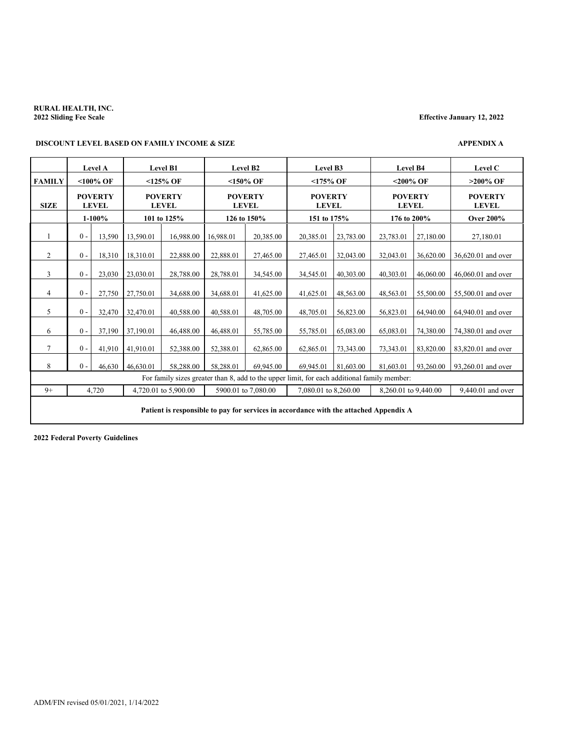**RURAL HEALTH, INC.**
**2022 Sliding Fee Scale**

**Effective January 12, 2022**

**DISCOUNT LEVEL BASED ON FAMILY INCOME & SIZE**

**APPENDIX A**

| | Level A | | Level B1 | | Level B2 | | Level B3 | | Level B4 | | Level C |
|---|---|---|---|---|---|---|---|---|---|---|---|
| **FAMILY** | **<100% OF** | | **<125% OF** | | **<150% OF** | | **<175% OF** | | **<200% OF** | | **>200% OF** |
| **SIZE** | **POVERTY LEVEL** | | **POVERTY LEVEL** | | **POVERTY LEVEL** | | **POVERTY LEVEL** | | **POVERTY LEVEL** | | **POVERTY LEVEL** |
| | **1-100%** | | **101 to 125%** | | **126 to 150%** | | **151 to 175%** | | **176 to 200%** | | **Over 200%** |
| 1 | 0 - | 13,590 | 13,590.01 | 16,988.00 | 16,988.01 | 20,385.00 | 20,385.01 | 23,783.00 | 23,783.01 | 27,180.00 | 27,180.01 |
| 2 | 0 - | 18,310 | 18,310.01 | 22,888.00 | 22,888.01 | 27,465.00 | 27,465.01 | 32,043.00 | 32,043.01 | 36,620.00 | 36,620.01 and over |
| 3 | 0 - | 23,030 | 23,030.01 | 28,788.00 | 28,788.01 | 34,545.00 | 34,545.01 | 40,303.00 | 40,303.01 | 46,060.00 | 46,060.01 and over |
| 4 | 0 - | 27,750 | 27,750.01 | 34,688.00 | 34,688.01 | 41,625.00 | 41,625.01 | 48,563.00 | 48,563.01 | 55,500.00 | 55,500.01 and over |
| 5 | 0 - | 32,470 | 32,470.01 | 40,588.00 | 40,588.01 | 48,705.00 | 48,705.01 | 56,823.00 | 56,823.01 | 64,940.00 | 64,940.01 and over |
| 6 | 0 - | 37,190 | 37,190.01 | 46,488.00 | 46,488.01 | 55,785.00 | 55,785.01 | 65,083.00 | 65,083.01 | 74,380.00 | 74,380.01 and over |
| 7 | 0 - | 41,910 | 41,910.01 | 52,388.00 | 52,388.01 | 62,865.00 | 62,865.01 | 73,343.00 | 73,343.01 | 83,820.00 | 83,820.01 and over |
| 8 | 0 - | 46,630 | 46,630.01 | 58,288.00 | 58,288.01 | 69,945.00 | 69,945.01 | 81,603.00 | 81,603.01 | 93,260.00 | 93,260.01 and over |
| For family sizes greater than 8, add to the upper limit, for each additional family member: | | | | | | | | | | | |
| 9+ | 4,720 | | 4,720.01 to 5,900.00 | | 5900.01 to 7,080.00 | | 7,080.01 to 8,260.00 | | 8,260.01 to 9,440.00 | | 9,440.01 and over |
| **Patient is responsible to pay for services in accordance with the attached Appendix A** | | | | | | | | | | | |

**2022 Federal Poverty Guidelines**

ADM/FIN revised 05/01/2021, 1/14/2022